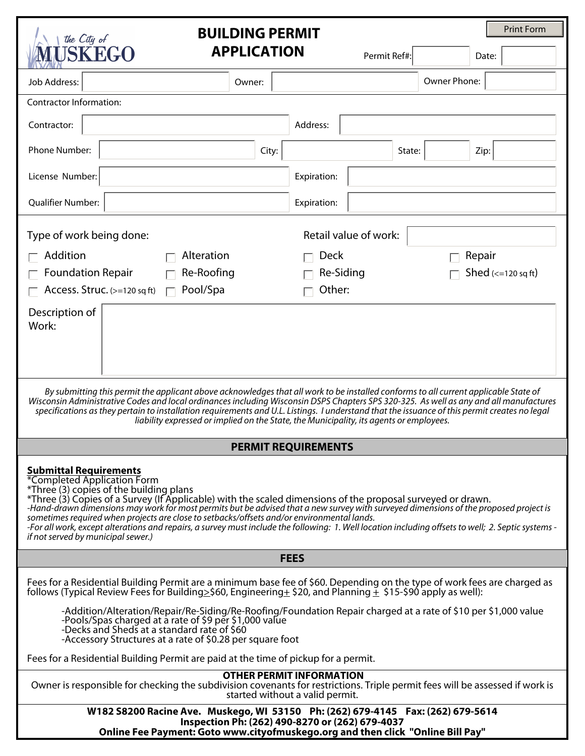the City of MUSKEGO

# BUILDING PERMIT APPLICATION

Print Form

Permit Ref#: ______ Date: ______

Job Address: ______ Owner: ______ Owner Phone: ______

Contractor Information:

Contractor: ______ Address: ______

Phone Number: ______ City: ______ State: ______ Zip: ______

License Number: ______ Expiration: ______

Qualifier Number: ______ Expiration: ______

Type of work being done: Retail value of work: ______

- [ ] Addition
- [ ] Alteration
- [ ] Deck
- [ ] Repair
- [ ] Foundation Repair
- [ ] Re-Roofing
- [ ] Re-Siding
- [ ] Shed (<=120 sq ft)
- [ ] Access. Struc. (>=120 sq ft)
- [ ] Pool/Spa
- [ ] Other:

Description of Work: ______

*By submitting this permit the applicant above acknowledges that all work to be installed conforms to all current applicable State of Wisconsin Administrative Codes and local ordinances including Wisconsin DSPS Chapters SPS 320-325. As well as any and all manufactures specifications as they pertain to installation requirements and U.L. Listings. I understand that the issuance of this permit creates no legal liability expressed or implied on the State, the Municipality, its agents or employees.*

## PERMIT REQUIREMENTS

**Submittal Requirements**

*Completed Application Form
*Three (3) copies of the building plans
*Three (3) Copies of a Survey (If Applicable) with the scaled dimensions of the proposal surveyed or drawn.

*-Hand-drawn dimensions may work for most permits but be advised that a new survey with surveyed dimensions of the proposed project is sometimes required when projects are close to setbacks/offsets and/or environmental lands.*

*-For all work, except alterations and repairs, a survey must include the following: 1. Well location including offsets to well; 2. Septic systems - if not served by municipal sewer.)*

## FEES

Fees for a Residential Building Permit are a minimum base fee of $60. Depending on the type of work fees are charged as follows (Typical Review Fees for Building≥$60, Engineering± $20, and Planning ± $15-$90 apply as well):

-Addition/Alteration/Repair/Re-Siding/Re-Roofing/Foundation Repair charged at a rate of $10 per $1,000 value
-Pools/Spas charged at a rate of $9 per $1,000 value
-Decks and Sheds at a standard rate of $60
-Accessory Structures at a rate of $0.28 per square foot

Fees for a Residential Building Permit are paid at the time of pickup for a permit.

**OTHER PERMIT INFORMATION**

Owner is responsible for checking the subdivision covenants for restrictions. Triple permit fees will be assessed if work is started without a valid permit.

**W182 S8200 Racine Ave. Muskego, WI 53150 Ph: (262) 679-4145 Fax: (262) 679-5614**
**Inspection Ph: (262) 490-8270 or (262) 679-4037**
**Online Fee Payment: Goto www.cityofmuskego.org and then click "Online Bill Pay"**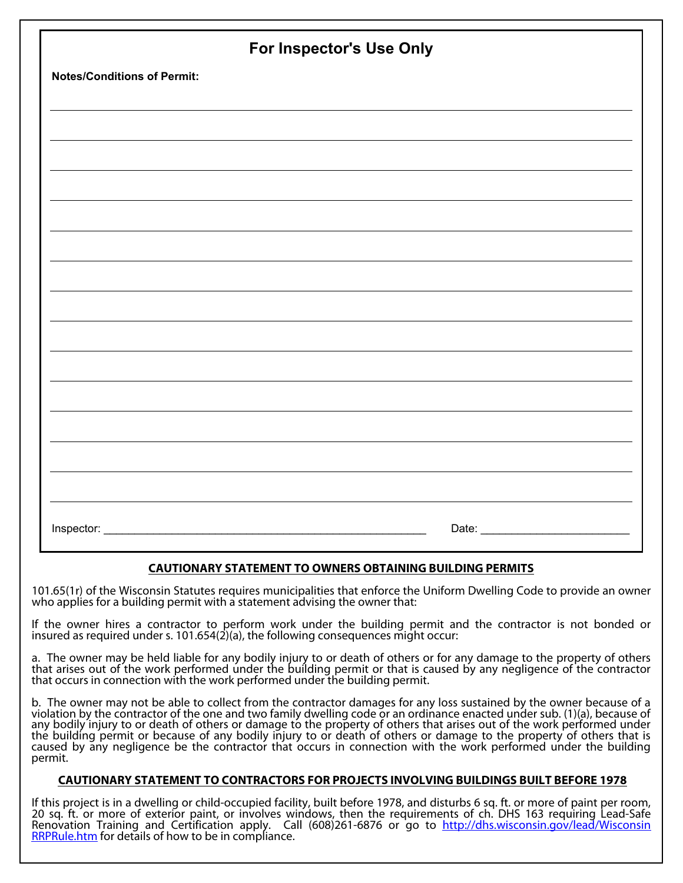## For Inspector's Use Only

**Notes/Conditions of Permit:**

\_\_\_\_\_\_\_\_\_\_\_\_\_\_\_\_\_\_\_\_\_\_\_\_\_\_\_\_\_\_\_\_\_\_\_\_\_\_\_\_\_\_\_\_\_\_\_\_\_\_\_\_\_\_\_\_\_\_\_\_

\_\_\_\_\_\_\_\_\_\_\_\_\_\_\_\_\_\_\_\_\_\_\_\_\_\_\_\_\_\_\_\_\_\_\_\_\_\_\_\_\_\_\_\_\_\_\_\_\_\_\_\_\_\_\_\_\_\_\_\_

\_\_\_\_\_\_\_\_\_\_\_\_\_\_\_\_\_\_\_\_\_\_\_\_\_\_\_\_\_\_\_\_\_\_\_\_\_\_\_\_\_\_\_\_\_\_\_\_\_\_\_\_\_\_\_\_\_\_\_\_

\_\_\_\_\_\_\_\_\_\_\_\_\_\_\_\_\_\_\_\_\_\_\_\_\_\_\_\_\_\_\_\_\_\_\_\_\_\_\_\_\_\_\_\_\_\_\_\_\_\_\_\_\_\_\_\_\_\_\_\_

\_\_\_\_\_\_\_\_\_\_\_\_\_\_\_\_\_\_\_\_\_\_\_\_\_\_\_\_\_\_\_\_\_\_\_\_\_\_\_\_\_\_\_\_\_\_\_\_\_\_\_\_\_\_\_\_\_\_\_\_

\_\_\_\_\_\_\_\_\_\_\_\_\_\_\_\_\_\_\_\_\_\_\_\_\_\_\_\_\_\_\_\_\_\_\_\_\_\_\_\_\_\_\_\_\_\_\_\_\_\_\_\_\_\_\_\_\_\_\_\_

\_\_\_\_\_\_\_\_\_\_\_\_\_\_\_\_\_\_\_\_\_\_\_\_\_\_\_\_\_\_\_\_\_\_\_\_\_\_\_\_\_\_\_\_\_\_\_\_\_\_\_\_\_\_\_\_\_\_\_\_

\_\_\_\_\_\_\_\_\_\_\_\_\_\_\_\_\_\_\_\_\_\_\_\_\_\_\_\_\_\_\_\_\_\_\_\_\_\_\_\_\_\_\_\_\_\_\_\_\_\_\_\_\_\_\_\_\_\_\_\_

\_\_\_\_\_\_\_\_\_\_\_\_\_\_\_\_\_\_\_\_\_\_\_\_\_\_\_\_\_\_\_\_\_\_\_\_\_\_\_\_\_\_\_\_\_\_\_\_\_\_\_\_\_\_\_\_\_\_\_\_

\_\_\_\_\_\_\_\_\_\_\_\_\_\_\_\_\_\_\_\_\_\_\_\_\_\_\_\_\_\_\_\_\_\_\_\_\_\_\_\_\_\_\_\_\_\_\_\_\_\_\_\_\_\_\_\_\_\_\_\_

\_\_\_\_\_\_\_\_\_\_\_\_\_\_\_\_\_\_\_\_\_\_\_\_\_\_\_\_\_\_\_\_\_\_\_\_\_\_\_\_\_\_\_\_\_\_\_\_\_\_\_\_\_\_\_\_\_\_\_\_

\_\_\_\_\_\_\_\_\_\_\_\_\_\_\_\_\_\_\_\_\_\_\_\_\_\_\_\_\_\_\_\_\_\_\_\_\_\_\_\_\_\_\_\_\_\_\_\_\_\_\_\_\_\_\_\_\_\_\_\_

\_\_\_\_\_\_\_\_\_\_\_\_\_\_\_\_\_\_\_\_\_\_\_\_\_\_\_\_\_\_\_\_\_\_\_\_\_\_\_\_\_\_\_\_\_\_\_\_\_\_\_\_\_\_\_\_\_\_\_\_

Inspector: \_\_\_\_\_\_\_\_\_\_\_\_\_\_\_\_\_\_\_\_\_\_\_\_\_\_\_\_\_\_\_\_\_\_\_\_\_\_ Date: \_\_\_\_\_\_\_\_\_\_\_\_\_\_\_\_\_\_\_\_

### CAUTIONARY STATEMENT TO OWNERS OBTAINING BUILDING PERMITS

101.65(1r) of the Wisconsin Statutes requires municipalities that enforce the Uniform Dwelling Code to provide an owner who applies for a building permit with a statement advising the owner that:

If the owner hires a contractor to perform work under the building permit and the contractor is not bonded or insured as required under s. 101.654(2)(a), the following consequences might occur:

a. The owner may be held liable for any bodily injury to or death of others or for any damage to the property of others that arises out of the work performed under the building permit or that is caused by any negligence of the contractor that occurs in connection with the work performed under the building permit.

b. The owner may not be able to collect from the contractor damages for any loss sustained by the owner because of a violation by the contractor of the one and two family dwelling code or an ordinance enacted under sub. (1)(a), because of any bodily injury to or death of others or damage to the property of others that arises out of the work performed under the building permit or because of any bodily injury to or death of others or damage to the property of others that is caused by any negligence be the contractor that occurs in connection with the work performed under the building permit.

### CAUTIONARY STATEMENT TO CONTRACTORS FOR PROJECTS INVOLVING BUILDINGS BUILT BEFORE 1978

If this project is in a dwelling or child-occupied facility, built before 1978, and disturbs 6 sq. ft. or more of paint per room, 20 sq. ft. or more of exterior paint, or involves windows, then the requirements of ch. DHS 163 requiring Lead-Safe Renovation Training and Certification apply. Call (608)261-6876 or go to http://dhs.wisconsin.gov/lead/WisconsinRRPRule.htm for details of how to be in compliance.